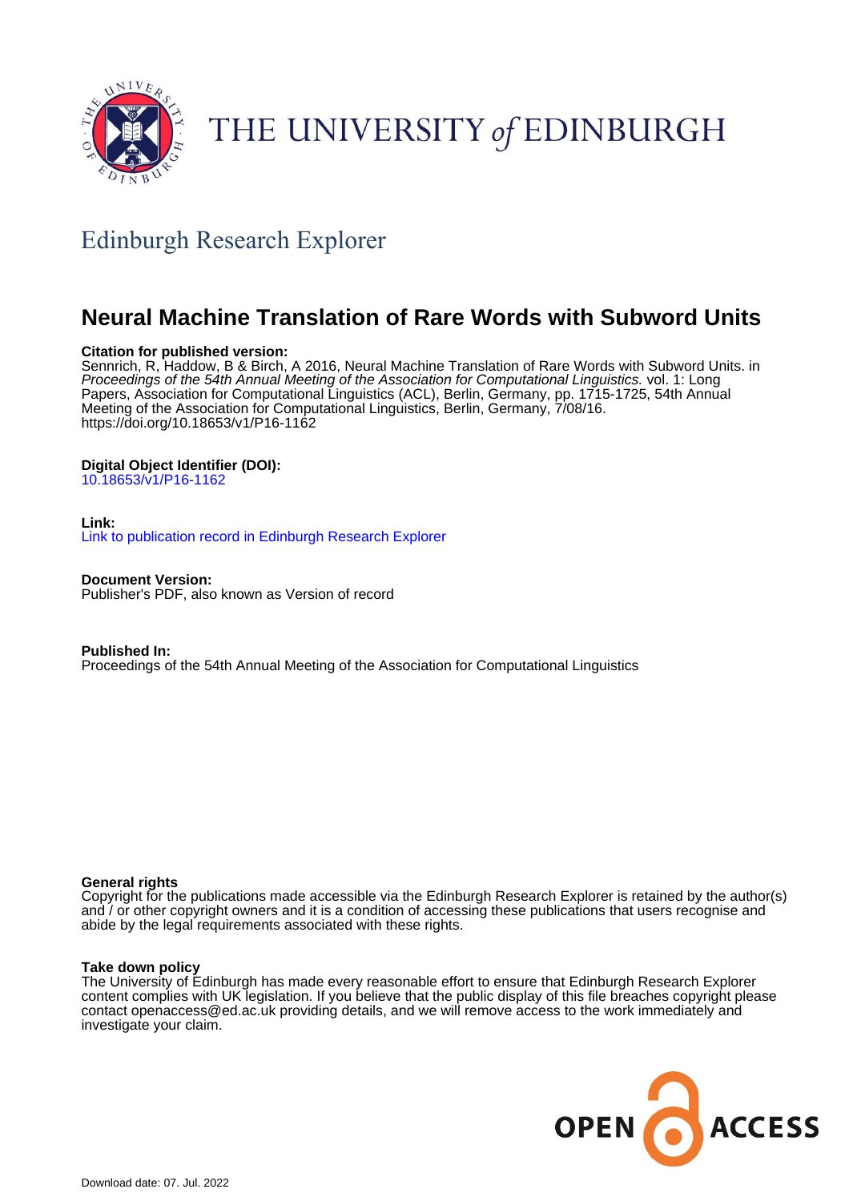THE UNIVERSITY of EDINBURGH

Edinburgh Research Explorer

# Neural Machine Translation of Rare Words with Subword Units

**Citation for published version:**
Sennrich, R, Haddow, B & Birch, A 2016, Neural Machine Translation of Rare Words with Subword Units. in *Proceedings of the 54th Annual Meeting of the Association for Computational Linguistics.* vol. 1: Long Papers, Association for Computational Linguistics (ACL), Berlin, Germany, pp. 1715-1725, 54th Annual Meeting of the Association for Computational Linguistics, Berlin, Germany, 7/08/16. https://doi.org/10.18653/v1/P16-1162

**Digital Object Identifier (DOI):**
10.18653/v1/P16-1162

**Link:**
Link to publication record in Edinburgh Research Explorer

**Document Version:**
Publisher's PDF, also known as Version of record

**Published In:**
Proceedings of the 54th Annual Meeting of the Association for Computational Linguistics

**General rights**
Copyright for the publications made accessible via the Edinburgh Research Explorer is retained by the author(s) and / or other copyright owners and it is a condition of accessing these publications that users recognise and abide by the legal requirements associated with these rights.

**Take down policy**
The University of Edinburgh has made every reasonable effort to ensure that Edinburgh Research Explorer content complies with UK legislation. If you believe that the public display of this file breaches copyright please contact openaccess@ed.ac.uk providing details, and we will remove access to the work immediately and investigate your claim.

OPEN ACCESS

Download date: 07. Jul. 2022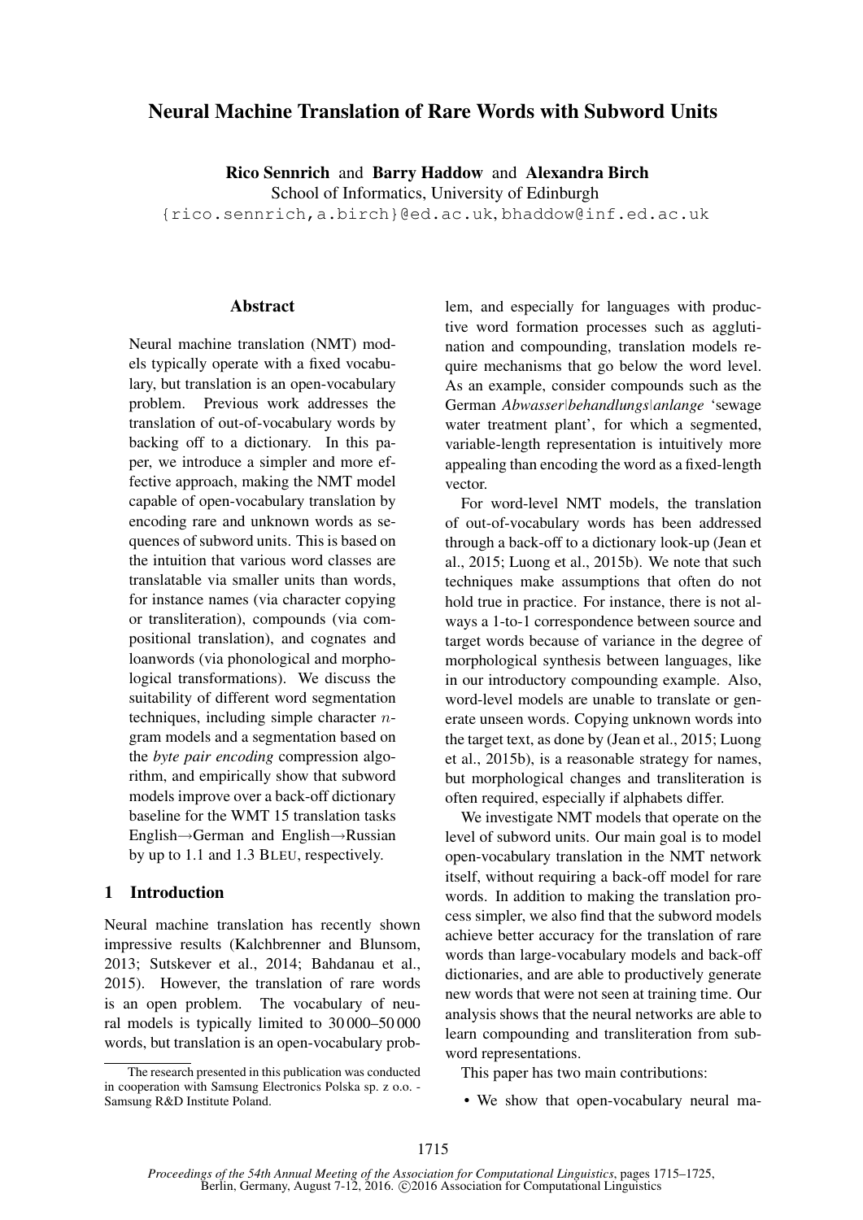# Neural Machine Translation of Rare Words with Subword Units

**Rico Sennrich** and **Barry Haddow** and **Alexandra Birch**
School of Informatics, University of Edinburgh
{rico.sennrich,a.birch}@ed.ac.uk, bhaddow@inf.ed.ac.uk

## Abstract

Neural machine translation (NMT) models typically operate with a fixed vocabulary, but translation is an open-vocabulary problem. Previous work addresses the translation of out-of-vocabulary words by backing off to a dictionary. In this paper, we introduce a simpler and more effective approach, making the NMT model capable of open-vocabulary translation by encoding rare and unknown words as sequences of subword units. This is based on the intuition that various word classes are translatable via smaller units than words, for instance names (via character copying or transliteration), compounds (via compositional translation), and cognates and loanwords (via phonological and morphological transformations). We discuss the suitability of different word segmentation techniques, including simple character $n$-gram models and a segmentation based on the *byte pair encoding* compression algorithm, and empirically show that subword models improve over a back-off dictionary baseline for the WMT 15 translation tasks English→German and English→Russian by up to 1.1 and 1.3 BLEU, respectively.

## 1 Introduction

Neural machine translation has recently shown impressive results (Kalchbrenner and Blunsom, 2013; Sutskever et al., 2014; Bahdanau et al., 2015). However, the translation of rare words is an open problem. The vocabulary of neural models is typically limited to 30 000–50 000 words, but translation is an open-vocabulary problem, and especially for languages with productive word formation processes such as agglutination and compounding, translation models require mechanisms that go below the word level. As an example, consider compounds such as the German *Abwasser|behandlungs|anlange* 'sewage water treatment plant', for which a segmented, variable-length representation is intuitively more appealing than encoding the word as a fixed-length vector.

For word-level NMT models, the translation of out-of-vocabulary words has been addressed through a back-off to a dictionary look-up (Jean et al., 2015; Luong et al., 2015b). We note that such techniques make assumptions that often do not hold true in practice. For instance, there is not always a 1-to-1 correspondence between source and target words because of variance in the degree of morphological synthesis between languages, like in our introductory compounding example. Also, word-level models are unable to translate or generate unseen words. Copying unknown words into the target text, as done by (Jean et al., 2015; Luong et al., 2015b), is a reasonable strategy for names, but morphological changes and transliteration is often required, especially if alphabets differ.

We investigate NMT models that operate on the level of subword units. Our main goal is to model open-vocabulary translation in the NMT network itself, without requiring a back-off model for rare words. In addition to making the translation process simpler, we also find that the subword models achieve better accuracy for the translation of rare words than large-vocabulary models and back-off dictionaries, and are able to productively generate new words that were not seen at training time. Our analysis shows that the neural networks are able to learn compounding and transliteration from subword representations.

This paper has two main contributions:

- We show that open-vocabulary neural ma-

The research presented in this publication was conducted in cooperation with Samsung Electronics Polska sp. z o.o. - Samsung R&D Institute Poland.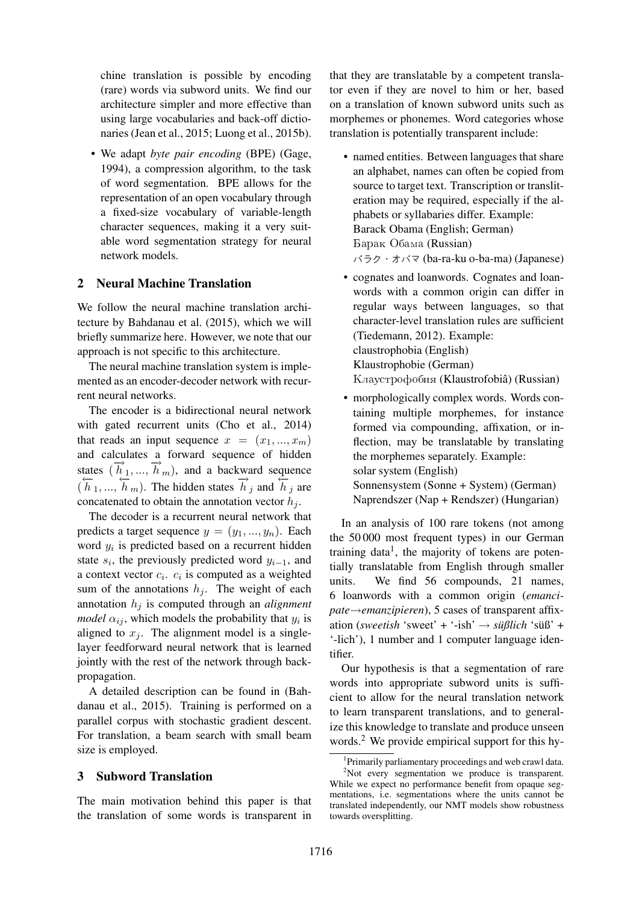chine translation is possible by encoding (rare) words via subword units. We find our architecture simpler and more effective than using large vocabularies and back-off dictionaries (Jean et al., 2015; Luong et al., 2015b).

- We adapt *byte pair encoding* (BPE) (Gage, 1994), a compression algorithm, to the task of word segmentation. BPE allows for the representation of an open vocabulary through a fixed-size vocabulary of variable-length character sequences, making it a very suitable word segmentation strategy for neural network models.

## 2 Neural Machine Translation

We follow the neural machine translation architecture by Bahdanau et al. (2015), which we will briefly summarize here. However, we note that our approach is not specific to this architecture.

The neural machine translation system is implemented as an encoder-decoder network with recurrent neural networks.

The encoder is a bidirectional neural network with gated recurrent units (Cho et al., 2014) that reads an input sequence $x = (x_1, ..., x_m)$ and calculates a forward sequence of hidden states $(\overrightarrow{h}_1, ..., \overrightarrow{h}_m)$, and a backward sequence $(\overleftarrow{h}_1, ..., \overleftarrow{h}_m)$. The hidden states $\overrightarrow{h}_j$ and $\overleftarrow{h}_j$ are concatenated to obtain the annotation vector $h_j$.

The decoder is a recurrent neural network that predicts a target sequence $y = (y_1, ..., y_n)$. Each word $y_i$ is predicted based on a recurrent hidden state $s_i$, the previously predicted word $y_{i-1}$, and a context vector $c_i$. $c_i$ is computed as a weighted sum of the annotations $h_j$. The weight of each annotation $h_j$ is computed through an *alignment model* $\alpha_{ij}$, which models the probability that $y_i$ is aligned to $x_j$. The alignment model is a single-layer feedforward neural network that is learned jointly with the rest of the network through backpropagation.

A detailed description can be found in (Bahdanau et al., 2015). Training is performed on a parallel corpus with stochastic gradient descent. For translation, a beam search with small beam size is employed.

## 3 Subword Translation

The main motivation behind this paper is that the translation of some words is transparent in that they are translatable by a competent translator even if they are novel to him or her, based on a translation of known subword units such as morphemes or phonemes. Word categories whose translation is potentially transparent include:

- named entities. Between languages that share an alphabet, names can often be copied from source to target text. Transcription or transliteration may be required, especially if the alphabets or syllabaries differ. Example:
  Barack Obama (English; German)
  Барак Обама (Russian)
  バラク・オバマ (ba-ra-ku o-ba-ma) (Japanese)

- cognates and loanwords. Cognates and loanwords with a common origin can differ in regular ways between languages, so that character-level translation rules are sufficient (Tiedemann, 2012). Example:
  claustrophobia (English)
  Klaustrophobie (German)
  Клаустрофобия (Klaustrofobiâ) (Russian)

- morphologically complex words. Words containing multiple morphemes, for instance formed via compounding, affixation, or inflection, may be translatable by translating the morphemes separately. Example:
  solar system (English)
  Sonnensystem (Sonne + System) (German)
  Naprendszer (Nap + Rendszer) (Hungarian)

In an analysis of 100 rare tokens (not among the 50 000 most frequent types) in our German training data[1], the majority of tokens are potentially translatable from English through smaller units. We find 56 compounds, 21 names, 6 loanwords with a common origin (*emancipate→emanzipieren*), 5 cases of transparent affixation (*sweetish* 'sweet' + '-ish' → *süßlich* 'süß' + '-lich'), 1 number and 1 computer language identifier.

Our hypothesis is that a segmentation of rare words into appropriate subword units is sufficient to allow for the neural translation network to learn transparent translations, and to generalize this knowledge to translate and produce unseen words.[2] We provide empirical support for this hy-

[1] Primarily parliamentary proceedings and web crawl data.

[2] Not every segmentation we produce is transparent. While we expect no performance benefit from opaque segmentations, i.e. segmentations where the units cannot be translated independently, our NMT models show robustness towards oversplitting.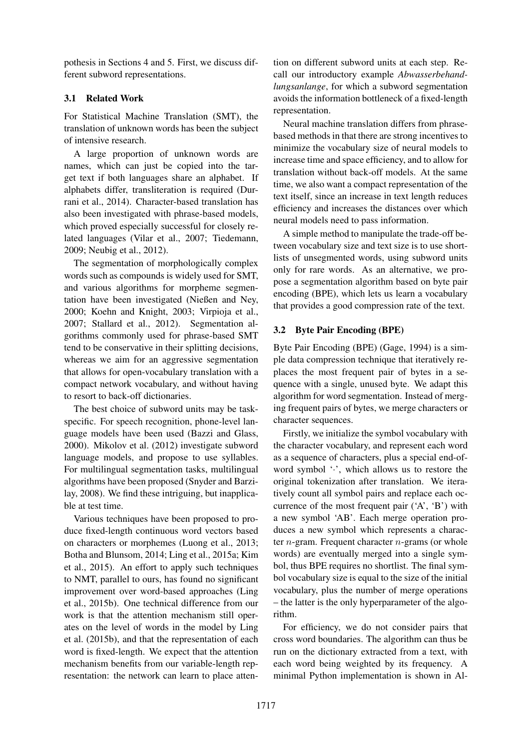pothesis in Sections 4 and 5. First, we discuss different subword representations.

### 3.1 Related Work

For Statistical Machine Translation (SMT), the translation of unknown words has been the subject of intensive research.

A large proportion of unknown words are names, which can just be copied into the target text if both languages share an alphabet. If alphabets differ, transliteration is required (Durrani et al., 2014). Character-based translation has also been investigated with phrase-based models, which proved especially successful for closely related languages (Vilar et al., 2007; Tiedemann, 2009; Neubig et al., 2012).

The segmentation of morphologically complex words such as compounds is widely used for SMT, and various algorithms for morpheme segmentation have been investigated (Nießen and Ney, 2000; Koehn and Knight, 2003; Virpioja et al., 2007; Stallard et al., 2012). Segmentation algorithms commonly used for phrase-based SMT tend to be conservative in their splitting decisions, whereas we aim for an aggressive segmentation that allows for open-vocabulary translation with a compact network vocabulary, and without having to resort to back-off dictionaries.

The best choice of subword units may be task-specific. For speech recognition, phone-level language models have been used (Bazzi and Glass, 2000). Mikolov et al. (2012) investigate subword language models, and propose to use syllables. For multilingual segmentation tasks, multilingual algorithms have been proposed (Snyder and Barzilay, 2008). We find these intriguing, but inapplicable at test time.

Various techniques have been proposed to produce fixed-length continuous word vectors based on characters or morphemes (Luong et al., 2013; Botha and Blunsom, 2014; Ling et al., 2015a; Kim et al., 2015). An effort to apply such techniques to NMT, parallel to ours, has found no significant improvement over word-based approaches (Ling et al., 2015b). One technical difference from our work is that the attention mechanism still operates on the level of words in the model by Ling et al. (2015b), and that the representation of each word is fixed-length. We expect that the attention mechanism benefits from our variable-length representation: the network can learn to place attention on different subword units at each step. Recall our introductory example *Abwasserbehandlungsanlange*, for which a subword segmentation avoids the information bottleneck of a fixed-length representation.

Neural machine translation differs from phrase-based methods in that there are strong incentives to minimize the vocabulary size of neural models to increase time and space efficiency, and to allow for translation without back-off models. At the same time, we also want a compact representation of the text itself, since an increase in text length reduces efficiency and increases the distances over which neural models need to pass information.

A simple method to manipulate the trade-off between vocabulary size and text size is to use shortlists of unsegmented words, using subword units only for rare words. As an alternative, we propose a segmentation algorithm based on byte pair encoding (BPE), which lets us learn a vocabulary that provides a good compression rate of the text.

### 3.2 Byte Pair Encoding (BPE)

Byte Pair Encoding (BPE) (Gage, 1994) is a simple data compression technique that iteratively replaces the most frequent pair of bytes in a sequence with a single, unused byte. We adapt this algorithm for word segmentation. Instead of merging frequent pairs of bytes, we merge characters or character sequences.

Firstly, we initialize the symbol vocabulary with the character vocabulary, and represent each word as a sequence of characters, plus a special end-of-word symbol '·', which allows us to restore the original tokenization after translation. We iteratively count all symbol pairs and replace each occurrence of the most frequent pair ('A', 'B') with a new symbol 'AB'. Each merge operation produces a new symbol which represents a character $n$-gram. Frequent character $n$-grams (or whole words) are eventually merged into a single symbol, thus BPE requires no shortlist. The final symbol vocabulary size is equal to the size of the initial vocabulary, plus the number of merge operations – the latter is the only hyperparameter of the algorithm.

For efficiency, we do not consider pairs that cross word boundaries. The algorithm can thus be run on the dictionary extracted from a text, with each word being weighted by its frequency. A minimal Python implementation is shown in Al-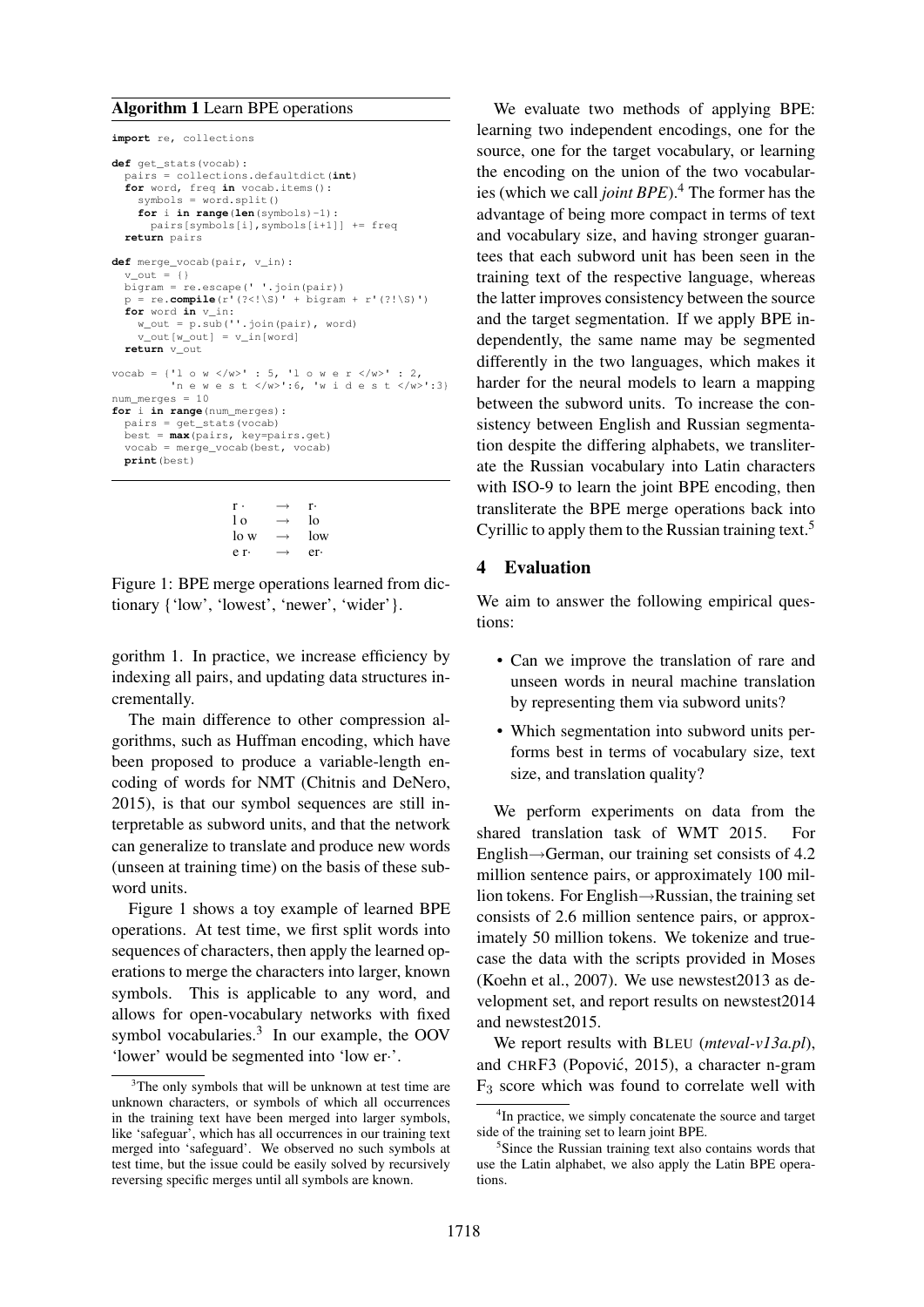**Algorithm 1** Learn BPE operations

```
import re, collections

def get_stats(vocab):
  pairs = collections.defaultdict(int)
  for word, freq in vocab.items():
    symbols = word.split()
    for i in range(len(symbols)-1):
      pairs[symbols[i],symbols[i+1]] += freq
  return pairs

def merge_vocab(pair, v_in):
  v_out = {}
  bigram = re.escape(' '.join(pair))
  p = re.compile(r'(?<!\S)' + bigram + r'(?!\S)')
  for word in v_in:
    w_out = p.sub(''.join(pair), word)
    v_out[w_out] = v_in[word]
  return v_out

vocab = {'l o w </w>' : 5, 'l o w e r </w>' : 2,
         'n e w e s t </w>':6, 'w i d e s t </w>':3}
num_merges = 10
for i in range(num_merges):
  pairs = get_stats(vocab)
  best = max(pairs, key=pairs.get)
  vocab = merge_vocab(best, vocab)
  print(best)
```

| | | |
|---|---|---|
| r · | → | r· |
| l o | → | lo |
| lo w | → | low |
| e r· | → | er· |

Figure 1: BPE merge operations learned from dictionary {'low', 'lowest', 'newer', 'wider'}.

gorithm 1. In practice, we increase efficiency by indexing all pairs, and updating data structures incrementally.

The main difference to other compression algorithms, such as Huffman encoding, which have been proposed to produce a variable-length encoding of words for NMT (Chitnis and DeNero, 2015), is that our symbol sequences are still interpretable as subword units, and that the network can generalize to translate and produce new words (unseen at training time) on the basis of these subword units.

Figure 1 shows a toy example of learned BPE operations. At test time, we first split words into sequences of characters, then apply the learned operations to merge the characters into larger, known symbols. This is applicable to any word, and allows for open-vocabulary networks with fixed symbol vocabularies.[3] In our example, the OOV 'lower' would be segmented into 'low er·'.

[3]The only symbols that will be unknown at test time are unknown characters, or symbols of which all occurrences in the training text have been merged into larger symbols, like 'safeguar', which has all occurrences in our training text merged into 'safeguard'. We observed no such symbols at test time, but the issue could be easily solved by recursively reversing specific merges until all symbols are known.

We evaluate two methods of applying BPE: learning two independent encodings, one for the source, one for the target vocabulary, or learning the encoding on the union of the two vocabularies (which we call *joint BPE*).[4] The former has the advantage of being more compact in terms of text and vocabulary size, and having stronger guarantees that each subword unit has been seen in the training text of the respective language, whereas the latter improves consistency between the source and the target segmentation. If we apply BPE independently, the same name may be segmented differently in the two languages, which makes it harder for the neural models to learn a mapping between the subword units. To increase the consistency between English and Russian segmentation despite the differing alphabets, we transliterate the Russian vocabulary into Latin characters with ISO-9 to learn the joint BPE encoding, then transliterate the BPE merge operations back into Cyrillic to apply them to the Russian training text.[5]

## 4 Evaluation

We aim to answer the following empirical questions:

- Can we improve the translation of rare and unseen words in neural machine translation by representing them via subword units?
- Which segmentation into subword units performs best in terms of vocabulary size, text size, and translation quality?

We perform experiments on data from the shared translation task of WMT 2015. For English→German, our training set consists of 4.2 million sentence pairs, or approximately 100 million tokens. For English→Russian, the training set consists of 2.6 million sentence pairs, or approximately 50 million tokens. We tokenize and truecase the data with the scripts provided in Moses (Koehn et al., 2007). We use newstest2013 as development set, and report results on newstest2014 and newstest2015.

We report results with BLEU (*mteval-v13a.pl*), and CHRF3 (Popović, 2015), a character n-gram $F_3$ score which was found to correlate well with

[4]In practice, we simply concatenate the source and target side of the training set to learn joint BPE.

[5]Since the Russian training text also contains words that use the Latin alphabet, we also apply the Latin BPE operations.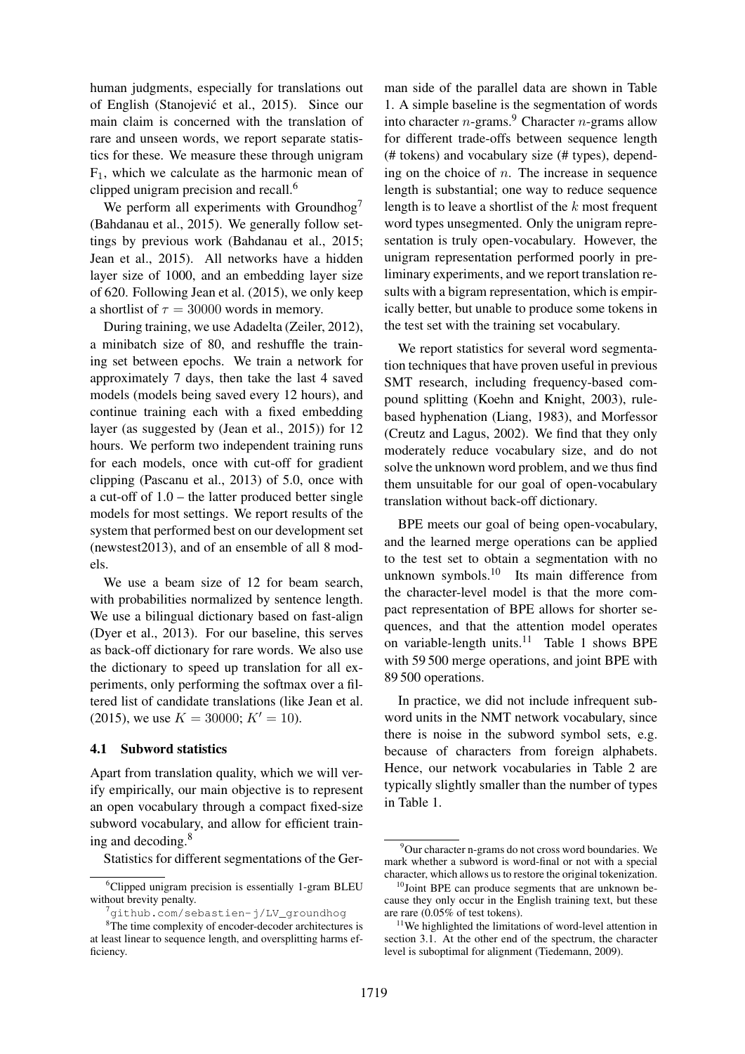human judgments, especially for translations out of English (Stanojević et al., 2015). Since our main claim is concerned with the translation of rare and unseen words, we report separate statistics for these. We measure these through unigram $F_1$, which we calculate as the harmonic mean of clipped unigram precision and recall.[6]

We perform all experiments with Groundhog[7] (Bahdanau et al., 2015). We generally follow settings by previous work (Bahdanau et al., 2015; Jean et al., 2015). All networks have a hidden layer size of 1000, and an embedding layer size of 620. Following Jean et al. (2015), we only keep a shortlist of $\tau = 30000$ words in memory.

During training, we use Adadelta (Zeiler, 2012), a minibatch size of 80, and reshuffle the training set between epochs. We train a network for approximately 7 days, then take the last 4 saved models (models being saved every 12 hours), and continue training each with a fixed embedding layer (as suggested by (Jean et al., 2015)) for 12 hours. We perform two independent training runs for each models, once with cut-off for gradient clipping (Pascanu et al., 2013) of 5.0, once with a cut-off of 1.0 – the latter produced better single models for most settings. We report results of the system that performed best on our development set (newstest2013), and of an ensemble of all 8 models.

We use a beam size of 12 for beam search, with probabilities normalized by sentence length. We use a bilingual dictionary based on fast-align (Dyer et al., 2013). For our baseline, this serves as back-off dictionary for rare words. We also use the dictionary to speed up translation for all experiments, only performing the softmax over a filtered list of candidate translations (like Jean et al. (2015), we use $K = 30000$; $K' = 10$).

### 4.1 Subword statistics

Apart from translation quality, which we will verify empirically, our main objective is to represent an open vocabulary through a compact fixed-size subword vocabulary, and allow for efficient training and decoding.[8]

Statistics for different segmentations of the German side of the parallel data are shown in Table 1. A simple baseline is the segmentation of words into character $n$-grams.[9] Character $n$-grams allow for different trade-offs between sequence length (# tokens) and vocabulary size (# types), depending on the choice of $n$. The increase in sequence length is substantial; one way to reduce sequence length is to leave a shortlist of the $k$ most frequent word types unsegmented. Only the unigram representation is truly open-vocabulary. However, the unigram representation performed poorly in preliminary experiments, and we report translation results with a bigram representation, which is empirically better, but unable to produce some tokens in the test set with the training set vocabulary.

We report statistics for several word segmentation techniques that have proven useful in previous SMT research, including frequency-based compound splitting (Koehn and Knight, 2003), rule-based hyphenation (Liang, 1983), and Morfessor (Creutz and Lagus, 2002). We find that they only moderately reduce vocabulary size, and do not solve the unknown word problem, and we thus find them unsuitable for our goal of open-vocabulary translation without back-off dictionary.

BPE meets our goal of being open-vocabulary, and the learned merge operations can be applied to the test set to obtain a segmentation with no unknown symbols.[10] Its main difference from the character-level model is that the more compact representation of BPE allows for shorter sequences, and that the attention model operates on variable-length units.[11] Table 1 shows BPE with 59 500 merge operations, and joint BPE with 89 500 operations.

In practice, we did not include infrequent subword units in the NMT network vocabulary, since there is noise in the subword symbol sets, e.g. because of characters from foreign alphabets. Hence, our network vocabularies in Table 2 are typically slightly smaller than the number of types in Table 1.

---

[6] Clipped unigram precision is essentially 1-gram BLEU without brevity penalty.

[7] github.com/sebastien-j/LV_groundhog

[8] The time complexity of encoder-decoder architectures is at least linear to sequence length, and oversplitting harms efficiency.

[9] Our character n-grams do not cross word boundaries. We mark whether a subword is word-final or not with a special character, which allows us to restore the original tokenization.

[10] Joint BPE can produce segments that are unknown because they only occur in the English training text, but these are rare (0.05% of test tokens).

[11] We highlighted the limitations of word-level attention in section 3.1. At the other end of the spectrum, the character level is suboptimal for alignment (Tiedemann, 2009).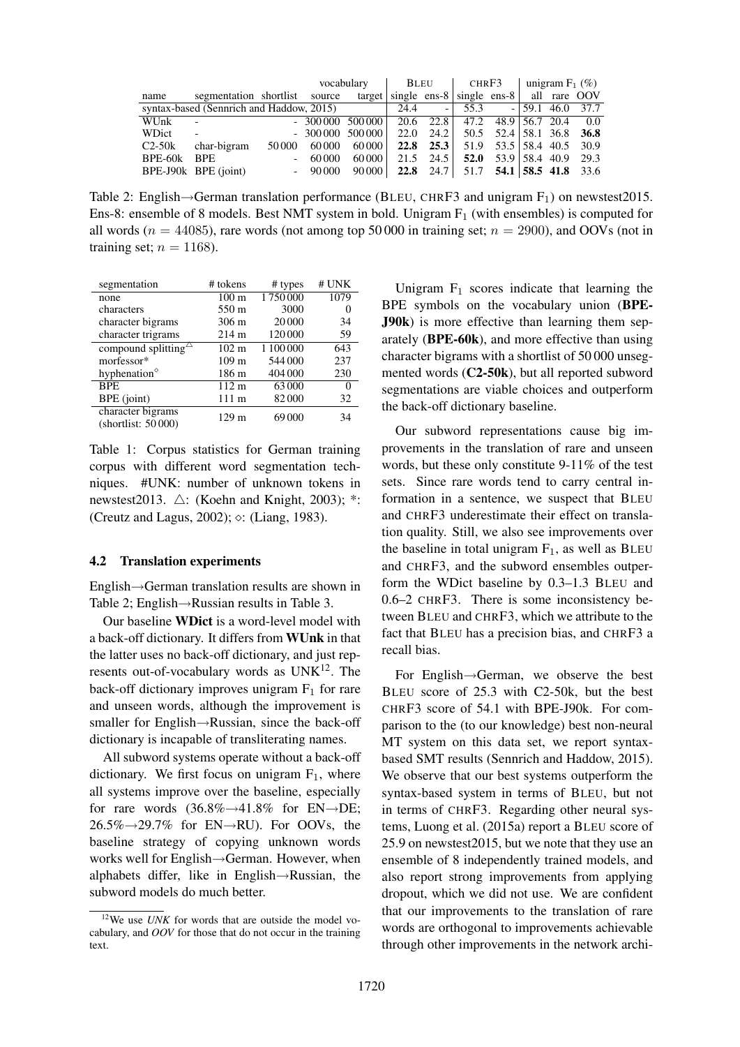| name | segmentation | shortlist | vocabulary source | vocabulary target | BLEU single | BLEU ens-8 | CHRF3 single | CHRF3 ens-8 | unigram $F_1$ (%) all | unigram $F_1$ (%) rare | unigram $F_1$ (%) OOV |
|---|---|---|---|---|---|---|---|---|---|---|---|
| syntax-based (Sennrich and Haddow, 2015) | | | | | 24.4 | - | 55.3 | - | 59.1 | 46.0 | 37.7 |
| WUnk | - | | - | 300 000 | 500 000 | 20.6 | 22.8 | 47.2 | 48.9 | 56.7 | 20.4 | 0.0 |
| WDict | - | | - | 300 000 | 500 000 | 22.0 | 24.2 | 50.5 | 52.4 | 58.1 | 36.8 | **36.8** |
| C2-50k | char-bigram | 50 000 | 60 000 | 60 000 | **22.8** | **25.3** | 51.9 | 53.5 | 58.4 | 40.5 | 30.9 |
| BPE-60k | BPE | - | 60 000 | 60 000 | 21.5 | 24.5 | **52.0** | 53.9 | 58.4 | 40.9 | 29.3 |
| BPE-J90k | BPE (joint) | - | 90 000 | 90 000 | **22.8** | 24.7 | 51.7 | **54.1** | **58.5** | **41.8** | 33.6 |

Table 2: English→German translation performance (BLEU, CHRF3 and unigram $F_1$) on newstest2015. Ens-8: ensemble of 8 models. Best NMT system in bold. Unigram $F_1$ (with ensembles) is computed for all words ($n = 44085$), rare words (not among top 50 000 in training set; $n = 2900$), and OOVs (not in training set; $n = 1168$).

| segmentation | # tokens | # types | # UNK |
|---|---|---|---|
| none | 100 m | 1 750 000 | 1079 |
| characters | 550 m | 3000 | 0 |
| character bigrams | 306 m | 20 000 | 34 |
| character trigrams | 214 m | 120 000 | 59 |
| compound splitting△ | 102 m | 1 100 000 | 643 |
| morfessor* | 109 m | 544 000 | 237 |
| hyphenation◇ | 186 m | 404 000 | 230 |
| BPE | 112 m | 63 000 | 0 |
| BPE (joint) | 111 m | 82 000 | 32 |
| character bigrams (shortlist: 50 000) | 129 m | 69 000 | 34 |

Table 1: Corpus statistics for German training corpus with different word segmentation techniques. #UNK: number of unknown tokens in newstest2013. △: (Koehn and Knight, 2003); *: (Creutz and Lagus, 2002); ◇: (Liang, 1983).

### 4.2 Translation experiments

English→German translation results are shown in Table 2; English→Russian results in Table 3.

Our baseline **WDict** is a word-level model with a back-off dictionary. It differs from **WUnk** in that the latter uses no back-off dictionary, and just represents out-of-vocabulary words as UNK[12]. The back-off dictionary improves unigram $F_1$ for rare and unseen words, although the improvement is smaller for English→Russian, since the back-off dictionary is incapable of transliterating names.

All subword systems operate without a back-off dictionary. We first focus on unigram $F_1$, where all systems improve over the baseline, especially for rare words (36.8%→41.8% for EN→DE; 26.5%→29.7% for EN→RU). For OOVs, the baseline strategy of copying unknown words works well for English→German. However, when alphabets differ, like in English→Russian, the subword models do much better.

[12]We use *UNK* for words that are outside the model vocabulary, and *OOV* for those that do not occur in the training text.

Unigram $F_1$ scores indicate that learning the BPE symbols on the vocabulary union (**BPE-J90k**) is more effective than learning them separately (**BPE-60k**), and more effective than using character bigrams with a shortlist of 50 000 unsegmented words (**C2-50k**), but all reported subword segmentations are viable choices and outperform the back-off dictionary baseline.

Our subword representations cause big improvements in the translation of rare and unseen words, but these only constitute 9-11% of the test sets. Since rare words tend to carry central information in a sentence, we suspect that BLEU and CHRF3 underestimate their effect on translation quality. Still, we also see improvements over the baseline in total unigram $F_1$, as well as BLEU and CHRF3, and the subword ensembles outperform the WDict baseline by 0.3–1.3 BLEU and 0.6–2 CHRF3. There is some inconsistency between BLEU and CHRF3, which we attribute to the fact that BLEU has a precision bias, and CHRF3 a recall bias.

For English→German, we observe the best BLEU score of 25.3 with C2-50k, but the best CHRF3 score of 54.1 with BPE-J90k. For comparison to the (to our knowledge) best non-neural MT system on this data set, we report syntax-based SMT results (Sennrich and Haddow, 2015). We observe that our best systems outperform the syntax-based system in terms of BLEU, but not in terms of CHRF3. Regarding other neural systems, Luong et al. (2015a) report a BLEU score of 25.9 on newstest2015, but we note that they use an ensemble of 8 independently trained models, and also report strong improvements from applying dropout, which we did not use. We are confident that our improvements to the translation of rare words are orthogonal to improvements achievable through other improvements in the network archi-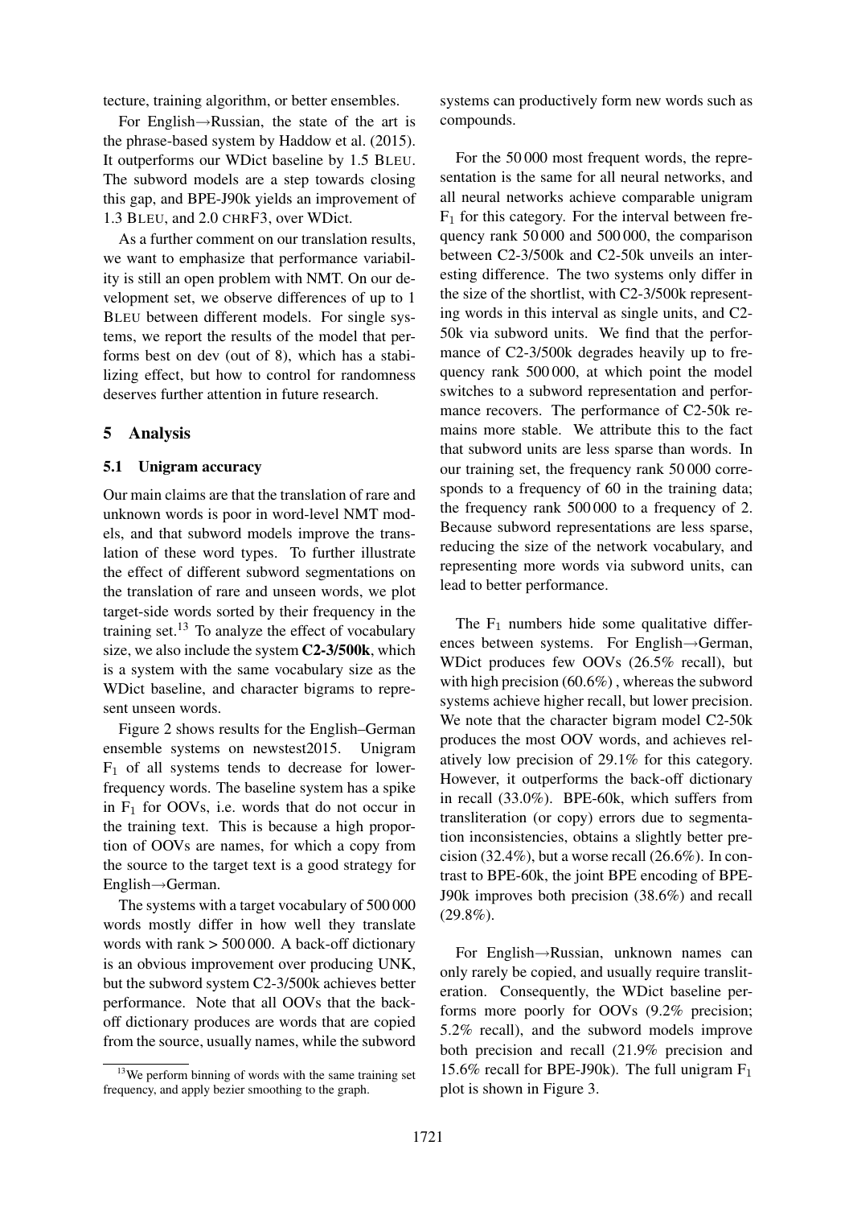tecture, training algorithm, or better ensembles.

For English→Russian, the state of the art is the phrase-based system by Haddow et al. (2015). It outperforms our WDict baseline by 1.5 BLEU. The subword models are a step towards closing this gap, and BPE-J90k yields an improvement of 1.3 BLEU, and 2.0 CHRF3, over WDict.

As a further comment on our translation results, we want to emphasize that performance variability is still an open problem with NMT. On our development set, we observe differences of up to 1 BLEU between different models. For single systems, we report the results of the model that performs best on dev (out of 8), which has a stabilizing effect, but how to control for randomness deserves further attention in future research.

## 5 Analysis

### 5.1 Unigram accuracy

Our main claims are that the translation of rare and unknown words is poor in word-level NMT models, and that subword models improve the translation of these word types. To further illustrate the effect of different subword segmentations on the translation of rare and unseen words, we plot target-side words sorted by their frequency in the training set.[13] To analyze the effect of vocabulary size, we also include the system **C2-3/500k**, which is a system with the same vocabulary size as the WDict baseline, and character bigrams to represent unseen words.

Figure 2 shows results for the English–German ensemble systems on newstest2015. Unigram $F_1$ of all systems tends to decrease for lower-frequency words. The baseline system has a spike in $F_1$ for OOVs, i.e. words that do not occur in the training text. This is because a high proportion of OOVs are names, for which a copy from the source to the target text is a good strategy for English→German.

The systems with a target vocabulary of 500 000 words mostly differ in how well they translate words with rank > 500 000. A back-off dictionary is an obvious improvement over producing UNK, but the subword system C2-3/500k achieves better performance. Note that all OOVs that the back-off dictionary produces are words that are copied from the source, usually names, while the subword systems can productively form new words such as compounds.

For the 50 000 most frequent words, the representation is the same for all neural networks, and all neural networks achieve comparable unigram $F_1$ for this category. For the interval between frequency rank 50 000 and 500 000, the comparison between C2-3/500k and C2-50k unveils an interesting difference. The two systems only differ in the size of the shortlist, with C2-3/500k representing words in this interval as single units, and C2-50k via subword units. We find that the performance of C2-3/500k degrades heavily up to frequency rank 500 000, at which point the model switches to a subword representation and performance recovers. The performance of C2-50k remains more stable. We attribute this to the fact that subword units are less sparse than words. In our training set, the frequency rank 50 000 corresponds to a frequency of 60 in the training data; the frequency rank 500 000 to a frequency of 2. Because subword representations are less sparse, reducing the size of the network vocabulary, and representing more words via subword units, can lead to better performance.

The $F_1$ numbers hide some qualitative differences between systems. For English→German, WDict produces few OOVs (26.5% recall), but with high precision (60.6%) , whereas the subword systems achieve higher recall, but lower precision. We note that the character bigram model C2-50k produces the most OOV words, and achieves relatively low precision of 29.1% for this category. However, it outperforms the back-off dictionary in recall (33.0%). BPE-60k, which suffers from transliteration (or copy) errors due to segmentation inconsistencies, obtains a slightly better precision (32.4%), but a worse recall (26.6%). In contrast to BPE-60k, the joint BPE encoding of BPE-J90k improves both precision (38.6%) and recall (29.8%).

For English→Russian, unknown names can only rarely be copied, and usually require transliteration. Consequently, the WDict baseline performs more poorly for OOVs (9.2% precision; 5.2% recall), and the subword models improve both precision and recall (21.9% precision and 15.6% recall for BPE-J90k). The full unigram $F_1$ plot is shown in Figure 3.

[13] We perform binning of words with the same training set frequency, and apply bezier smoothing to the graph.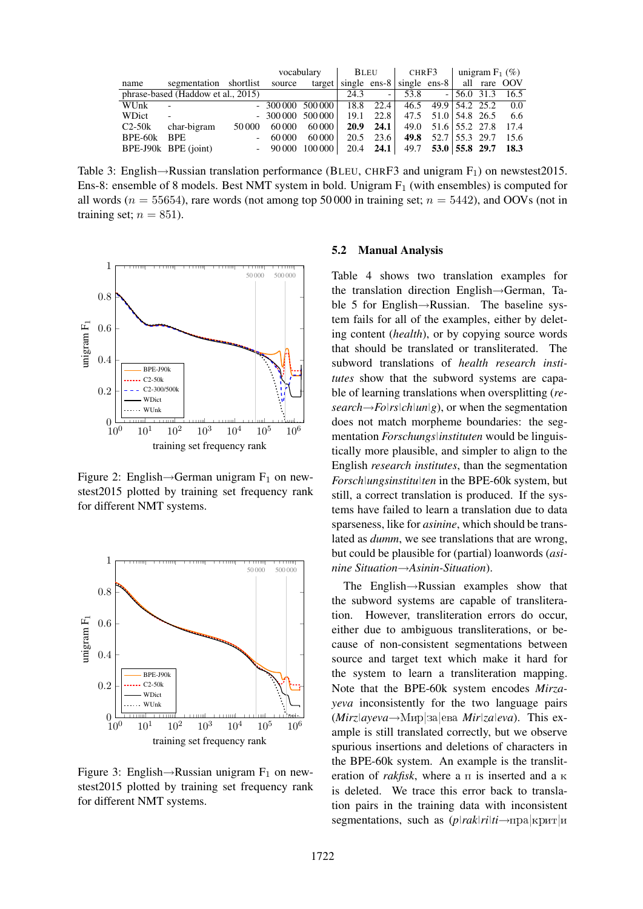| name | segmentation | shortlist | vocabulary source | vocabulary target | BLEU single | BLEU ens-8 | CHRF3 single | CHRF3 ens-8 | unigram $F_1$ (%) all | unigram $F_1$ (%) rare | unigram $F_1$ (%) OOV |
|---|---|---|---|---|---|---|---|---|---|---|---|
| phrase-based (Haddow et al., 2015) | | | | | 24.3 | - | 53.8 | - | 56.0 | 31.3 | 16.5 |
| WUnk | - | - | 300 000 | 500 000 | 18.8 | 22.4 | 46.5 | 49.9 | 54.2 | 25.2 | 0.0 |
| WDict | - | - | 300 000 | 500 000 | 19.1 | 22.8 | 47.5 | 51.0 | 54.8 | 26.5 | 6.6 |
| C2-50k | char-bigram | 50 000 | 60 000 | 60 000 | **20.9** | **24.1** | 49.0 | 51.6 | 55.2 | 27.8 | 17.4 |
| BPE-60k | BPE | - | 60 000 | 60 000 | 20.5 | 23.6 | **49.8** | 52.7 | 55.3 | 29.7 | 15.6 |
| BPE-J90k | BPE (joint) | - | 90 000 | 100 000 | 20.4 | **24.1** | 49.7 | **53.0** | **55.8** | **29.7** | **18.3** |

Table 3: English→Russian translation performance (BLEU, CHRF3 and unigram $F_1$) on newstest2015. Ens-8: ensemble of 8 models. Best NMT system in bold. Unigram $F_1$ (with ensembles) is computed for all words ($n = 55654$), rare words (not among top 50 000 in training set; $n = 5442$), and OOVs (not in training set; $n = 851$).

Figure 2: English→German unigram $F_1$ on newstest2015 plotted by training set frequency rank for different NMT systems.

Figure 3: English→Russian unigram $F_1$ on newstest2015 plotted by training set frequency rank for different NMT systems.

### 5.2 Manual Analysis

Table 4 shows two translation examples for the translation direction English→German, Table 5 for English→Russian. The baseline system fails for all of the examples, either by deleting content (*health*), or by copying source words that should be translated or transliterated. The subword translations of *health research institutes* show that the subword systems are capable of learning translations when oversplitting (*research*→*Fo|rs|ch|un|g*), or when the segmentation does not match morpheme boundaries: the segmentation *Forschungs|instituten* would be linguistically more plausible, and simpler to align to the English *research institutes*, than the segmentation *Forsch|ungsinstitu|ten* in the BPE-60k system, but still, a correct translation is produced. If the systems have failed to learn a translation due to data sparseness, like for *asinine*, which should be translated as *dumm*, we see translations that are wrong, but could be plausible for (partial) loanwords (*asinine Situation*→*Asinin-Situation*).

The English→Russian examples show that the subword systems are capable of transliteration. However, transliteration errors do occur, either due to ambiguous transliterations, or because of non-consistent segmentations between source and target text which make it hard for the system to learn a transliteration mapping. Note that the BPE-60k system encodes *Mirzayeva* inconsistently for the two language pairs (*Mirz|ayeva*→Мир|за|ева *Mir|za|eva*). This example is still translated correctly, but we observe spurious insertions and deletions of characters in the BPE-60k system. An example is the transliteration of *rakfisk*, where a п is inserted and a к is deleted. We trace this error back to translation pairs in the training data with inconsistent segmentations, such as (*p|rak|ri|ti*→пра|крит|и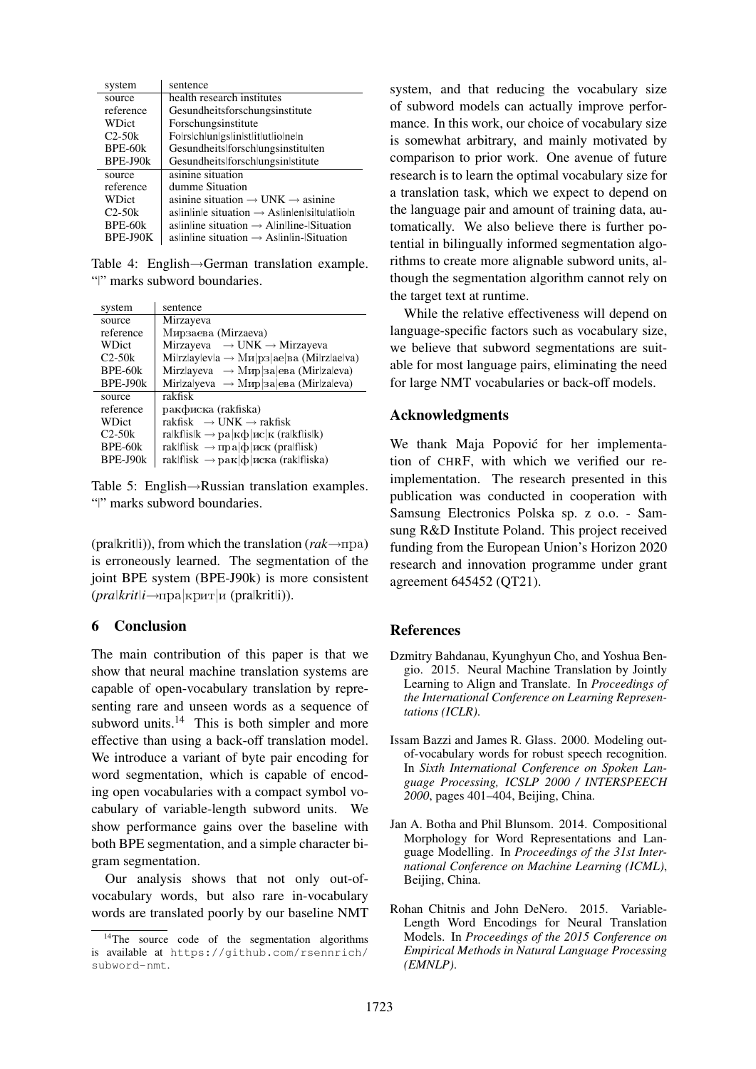| system | sentence |
| --- | --- |
| source | health research institutes |
| reference | Gesundheitsforschungsinstitute |
| WDict | Forschungsinstitute |
| C2-50k | Fo\|rs\|ch\|un\|gs\|in\|st\|it\|ut\|io\|ne\|n |
| BPE-60k | Gesundheits\|forsch\|ungsinstitu\|ten |
| BPE-J90k | Gesundheits\|forsch\|ungsin\|stitute |
| source | asinine situation |
| reference | dumme Situation |
| WDict | asinine situation → UNK → asinine |
| C2-50k | as\|in\|in\|e situation → As\|in\|en\|si\|tu\|at\|io\|n |
| BPE-60k | as\|in\|ine situation → A\|in\|line-\|Situation |
| BPE-J90K | as\|in\|ine situation → As\|in\|in-\|Situation |

Table 4: English→German translation example. "|" marks subword boundaries.

| system | sentence |
| --- | --- |
| source | Mirzayeva |
| reference | Мирзаева (Mirzaeva) |
| WDict | Mirzayeva → UNK → Mirzayeva |
| C2-50k | Mi\|rz\|ay\|ev\|a → Ми\|рз\|ае\|ва (Mi\|rz\|ae\|va) |
| BPE-60k | Mirz\|ayeva → Мир\|за\|ева (Mir\|za\|eva) |
| BPE-J90k | Mir\|za\|yeva → Мир\|за\|ева (Mir\|za\|eva) |
| source | rakfisk |
| reference | ракфиска (rakfiska) |
| WDict | rakfisk → UNK → rakfisk |
| C2-50k | ra\|kf\|is\|k → ра\|кф\|ис\|к (ra\|kf\|is\|k) |
| BPE-60k | rak\|f\|isk → пра\|ф\|иск (pra\|f\|isk) |
| BPE-J90k | rak\|f\|isk → рак\|ф\|иска (rak\|f\|iska) |

Table 5: English→Russian translation examples. "|" marks subword boundaries.

(pra|krit|i)), from which the translation (*rak*→пра) is erroneously learned. The segmentation of the joint BPE system (BPE-J90k) is more consistent (*pra|krit|i*→пра|крит|и (pra|krit|i)).

## 6 Conclusion

The main contribution of this paper is that we show that neural machine translation systems are capable of open-vocabulary translation by representing rare and unseen words as a sequence of subword units.[14] This is both simpler and more effective than using a back-off translation model. We introduce a variant of byte pair encoding for word segmentation, which is capable of encoding open vocabularies with a compact symbol vocabulary of variable-length subword units. We show performance gains over the baseline with both BPE segmentation, and a simple character bigram segmentation.

Our analysis shows that not only out-of-vocabulary words, but also rare in-vocabulary words are translated poorly by our baseline NMT system, and that reducing the vocabulary size of subword models can actually improve performance. In this work, our choice of vocabulary size is somewhat arbitrary, and mainly motivated by comparison to prior work. One avenue of future research is to learn the optimal vocabulary size for a translation task, which we expect to depend on the language pair and amount of training data, automatically. We also believe there is further potential in bilingually informed segmentation algorithms to create more alignable subword units, although the segmentation algorithm cannot rely on the target text at runtime.

While the relative effectiveness will depend on language-specific factors such as vocabulary size, we believe that subword segmentations are suitable for most language pairs, eliminating the need for large NMT vocabularies or back-off models.

[14] The source code of the segmentation algorithms is available at `https://github.com/rsennrich/subword-nmt`.

## Acknowledgments

We thank Maja Popović for her implementation of CHRF, with which we verified our re-implementation. The research presented in this publication was conducted in cooperation with Samsung Electronics Polska sp. z o.o. - Samsung R&D Institute Poland. This project received funding from the European Union's Horizon 2020 research and innovation programme under grant agreement 645452 (QT21).

## References

Dzmitry Bahdanau, Kyunghyun Cho, and Yoshua Bengio. 2015. Neural Machine Translation by Jointly Learning to Align and Translate. In *Proceedings of the International Conference on Learning Representations (ICLR)*.

Issam Bazzi and James R. Glass. 2000. Modeling out-of-vocabulary words for robust speech recognition. In *Sixth International Conference on Spoken Language Processing, ICSLP 2000 / INTERSPEECH 2000*, pages 401–404, Beijing, China.

Jan A. Botha and Phil Blunsom. 2014. Compositional Morphology for Word Representations and Language Modelling. In *Proceedings of the 31st International Conference on Machine Learning (ICML)*, Beijing, China.

Rohan Chitnis and John DeNero. 2015. Variable-Length Word Encodings for Neural Translation Models. In *Proceedings of the 2015 Conference on Empirical Methods in Natural Language Processing (EMNLP)*.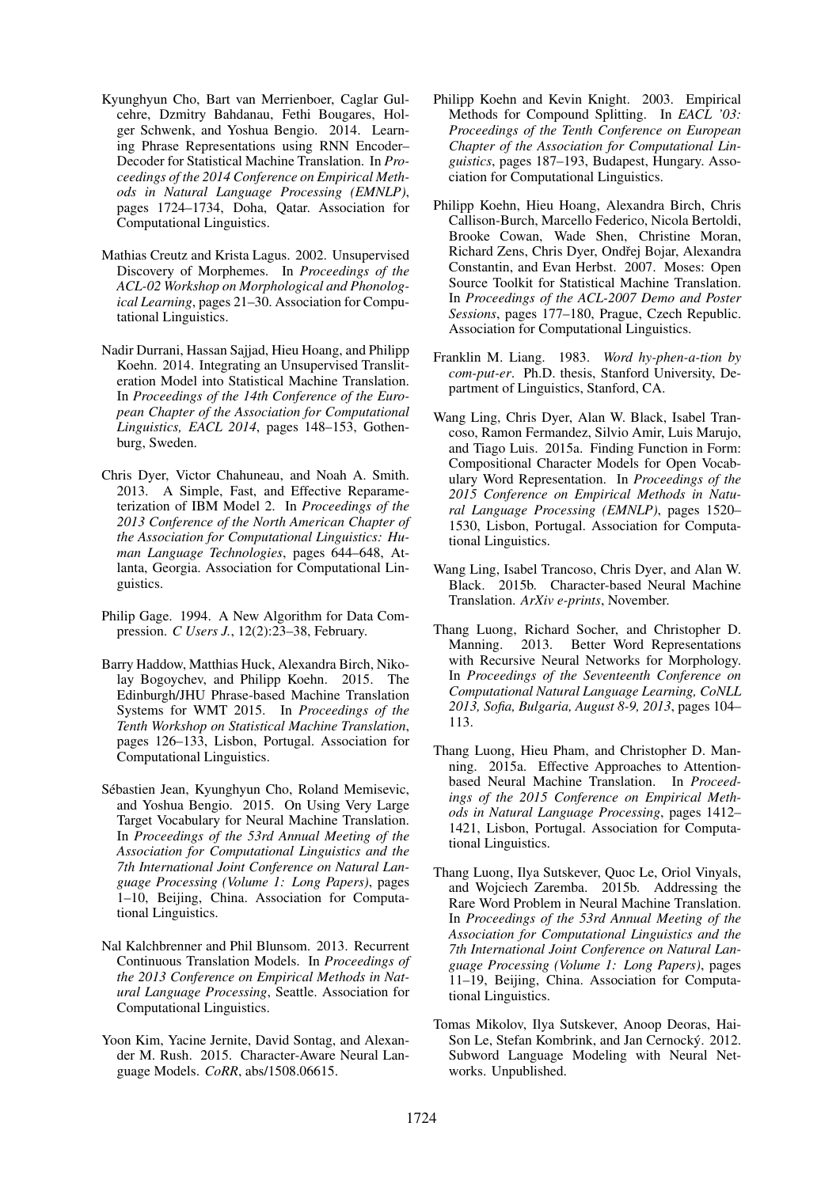Kyunghyun Cho, Bart van Merrienboer, Caglar Gulcehre, Dzmitry Bahdanau, Fethi Bougares, Holger Schwenk, and Yoshua Bengio. 2014. Learning Phrase Representations using RNN Encoder–Decoder for Statistical Machine Translation. In *Proceedings of the 2014 Conference on Empirical Methods in Natural Language Processing (EMNLP)*, pages 1724–1734, Doha, Qatar. Association for Computational Linguistics.

Mathias Creutz and Krista Lagus. 2002. Unsupervised Discovery of Morphemes. In *Proceedings of the ACL-02 Workshop on Morphological and Phonological Learning*, pages 21–30. Association for Computational Linguistics.

Nadir Durrani, Hassan Sajjad, Hieu Hoang, and Philipp Koehn. 2014. Integrating an Unsupervised Transliteration Model into Statistical Machine Translation. In *Proceedings of the 14th Conference of the European Chapter of the Association for Computational Linguistics, EACL 2014*, pages 148–153, Gothenburg, Sweden.

Chris Dyer, Victor Chahuneau, and Noah A. Smith. 2013. A Simple, Fast, and Effective Reparameterization of IBM Model 2. In *Proceedings of the 2013 Conference of the North American Chapter of the Association for Computational Linguistics: Human Language Technologies*, pages 644–648, Atlanta, Georgia. Association for Computational Linguistics.

Philip Gage. 1994. A New Algorithm for Data Compression. *C Users J.*, 12(2):23–38, February.

Barry Haddow, Matthias Huck, Alexandra Birch, Nikolay Bogoychev, and Philipp Koehn. 2015. The Edinburgh/JHU Phrase-based Machine Translation Systems for WMT 2015. In *Proceedings of the Tenth Workshop on Statistical Machine Translation*, pages 126–133, Lisbon, Portugal. Association for Computational Linguistics.

Sébastien Jean, Kyunghyun Cho, Roland Memisevic, and Yoshua Bengio. 2015. On Using Very Large Target Vocabulary for Neural Machine Translation. In *Proceedings of the 53rd Annual Meeting of the Association for Computational Linguistics and the 7th International Joint Conference on Natural Language Processing (Volume 1: Long Papers)*, pages 1–10, Beijing, China. Association for Computational Linguistics.

Nal Kalchbrenner and Phil Blunsom. 2013. Recurrent Continuous Translation Models. In *Proceedings of the 2013 Conference on Empirical Methods in Natural Language Processing*, Seattle. Association for Computational Linguistics.

Yoon Kim, Yacine Jernite, David Sontag, and Alexander M. Rush. 2015. Character-Aware Neural Language Models. *CoRR*, abs/1508.06615.

Philipp Koehn and Kevin Knight. 2003. Empirical Methods for Compound Splitting. In *EACL '03: Proceedings of the Tenth Conference on European Chapter of the Association for Computational Linguistics*, pages 187–193, Budapest, Hungary. Association for Computational Linguistics.

Philipp Koehn, Hieu Hoang, Alexandra Birch, Chris Callison-Burch, Marcello Federico, Nicola Bertoldi, Brooke Cowan, Wade Shen, Christine Moran, Richard Zens, Chris Dyer, Ondřej Bojar, Alexandra Constantin, and Evan Herbst. 2007. Moses: Open Source Toolkit for Statistical Machine Translation. In *Proceedings of the ACL-2007 Demo and Poster Sessions*, pages 177–180, Prague, Czech Republic. Association for Computational Linguistics.

Franklin M. Liang. 1983. *Word hy-phen-a-tion by com-put-er*. Ph.D. thesis, Stanford University, Department of Linguistics, Stanford, CA.

Wang Ling, Chris Dyer, Alan W. Black, Isabel Trancoso, Ramon Fermandez, Silvio Amir, Luis Marujo, and Tiago Luis. 2015a. Finding Function in Form: Compositional Character Models for Open Vocabulary Word Representation. In *Proceedings of the 2015 Conference on Empirical Methods in Natural Language Processing (EMNLP)*, pages 1520–1530, Lisbon, Portugal. Association for Computational Linguistics.

Wang Ling, Isabel Trancoso, Chris Dyer, and Alan W. Black. 2015b. Character-based Neural Machine Translation. *ArXiv e-prints*, November.

Thang Luong, Richard Socher, and Christopher D. Manning. 2013. Better Word Representations with Recursive Neural Networks for Morphology. In *Proceedings of the Seventeenth Conference on Computational Natural Language Learning, CoNLL 2013, Sofia, Bulgaria, August 8-9, 2013*, pages 104–113.

Thang Luong, Hieu Pham, and Christopher D. Manning. 2015a. Effective Approaches to Attention-based Neural Machine Translation. In *Proceedings of the 2015 Conference on Empirical Methods in Natural Language Processing*, pages 1412–1421, Lisbon, Portugal. Association for Computational Linguistics.

Thang Luong, Ilya Sutskever, Quoc Le, Oriol Vinyals, and Wojciech Zaremba. 2015b. Addressing the Rare Word Problem in Neural Machine Translation. In *Proceedings of the 53rd Annual Meeting of the Association for Computational Linguistics and the 7th International Joint Conference on Natural Language Processing (Volume 1: Long Papers)*, pages 11–19, Beijing, China. Association for Computational Linguistics.

Tomas Mikolov, Ilya Sutskever, Anoop Deoras, Hai-Son Le, Stefan Kombrink, and Jan Cernocký. 2012. Subword Language Modeling with Neural Networks. Unpublished.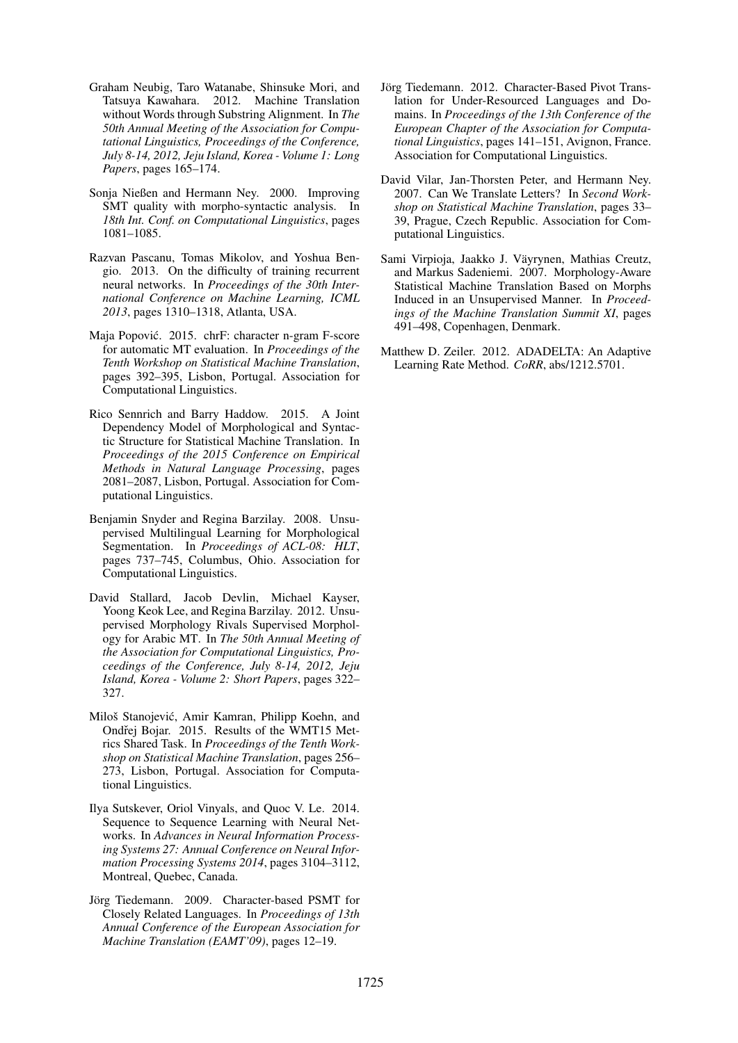Graham Neubig, Taro Watanabe, Shinsuke Mori, and Tatsuya Kawahara. 2012. Machine Translation without Words through Substring Alignment. In *The 50th Annual Meeting of the Association for Computational Linguistics, Proceedings of the Conference, July 8-14, 2012, Jeju Island, Korea - Volume 1: Long Papers*, pages 165–174.

Sonja Nießen and Hermann Ney. 2000. Improving SMT quality with morpho-syntactic analysis. In *18th Int. Conf. on Computational Linguistics*, pages 1081–1085.

Razvan Pascanu, Tomas Mikolov, and Yoshua Bengio. 2013. On the difficulty of training recurrent neural networks. In *Proceedings of the 30th International Conference on Machine Learning, ICML 2013*, pages 1310–1318, Atlanta, USA.

Maja Popović. 2015. chrF: character n-gram F-score for automatic MT evaluation. In *Proceedings of the Tenth Workshop on Statistical Machine Translation*, pages 392–395, Lisbon, Portugal. Association for Computational Linguistics.

Rico Sennrich and Barry Haddow. 2015. A Joint Dependency Model of Morphological and Syntactic Structure for Statistical Machine Translation. In *Proceedings of the 2015 Conference on Empirical Methods in Natural Language Processing*, pages 2081–2087, Lisbon, Portugal. Association for Computational Linguistics.

Benjamin Snyder and Regina Barzilay. 2008. Unsupervised Multilingual Learning for Morphological Segmentation. In *Proceedings of ACL-08: HLT*, pages 737–745, Columbus, Ohio. Association for Computational Linguistics.

David Stallard, Jacob Devlin, Michael Kayser, Yoong Keok Lee, and Regina Barzilay. 2012. Unsupervised Morphology Rivals Supervised Morphology for Arabic MT. In *The 50th Annual Meeting of the Association for Computational Linguistics, Proceedings of the Conference, July 8-14, 2012, Jeju Island, Korea - Volume 2: Short Papers*, pages 322–327.

Miloš Stanojević, Amir Kamran, Philipp Koehn, and Ondřej Bojar. 2015. Results of the WMT15 Metrics Shared Task. In *Proceedings of the Tenth Workshop on Statistical Machine Translation*, pages 256–273, Lisbon, Portugal. Association for Computational Linguistics.

Ilya Sutskever, Oriol Vinyals, and Quoc V. Le. 2014. Sequence to Sequence Learning with Neural Networks. In *Advances in Neural Information Processing Systems 27: Annual Conference on Neural Information Processing Systems 2014*, pages 3104–3112, Montreal, Quebec, Canada.

Jörg Tiedemann. 2009. Character-based PSMT for Closely Related Languages. In *Proceedings of 13th Annual Conference of the European Association for Machine Translation (EAMT'09)*, pages 12–19.

Jörg Tiedemann. 2012. Character-Based Pivot Translation for Under-Resourced Languages and Domains. In *Proceedings of the 13th Conference of the European Chapter of the Association for Computational Linguistics*, pages 141–151, Avignon, France. Association for Computational Linguistics.

David Vilar, Jan-Thorsten Peter, and Hermann Ney. 2007. Can We Translate Letters? In *Second Workshop on Statistical Machine Translation*, pages 33–39, Prague, Czech Republic. Association for Computational Linguistics.

Sami Virpioja, Jaakko J. Väyrynen, Mathias Creutz, and Markus Sadeniemi. 2007. Morphology-Aware Statistical Machine Translation Based on Morphs Induced in an Unsupervised Manner. In *Proceedings of the Machine Translation Summit XI*, pages 491–498, Copenhagen, Denmark.

Matthew D. Zeiler. 2012. ADADELTA: An Adaptive Learning Rate Method. *CoRR*, abs/1212.5701.